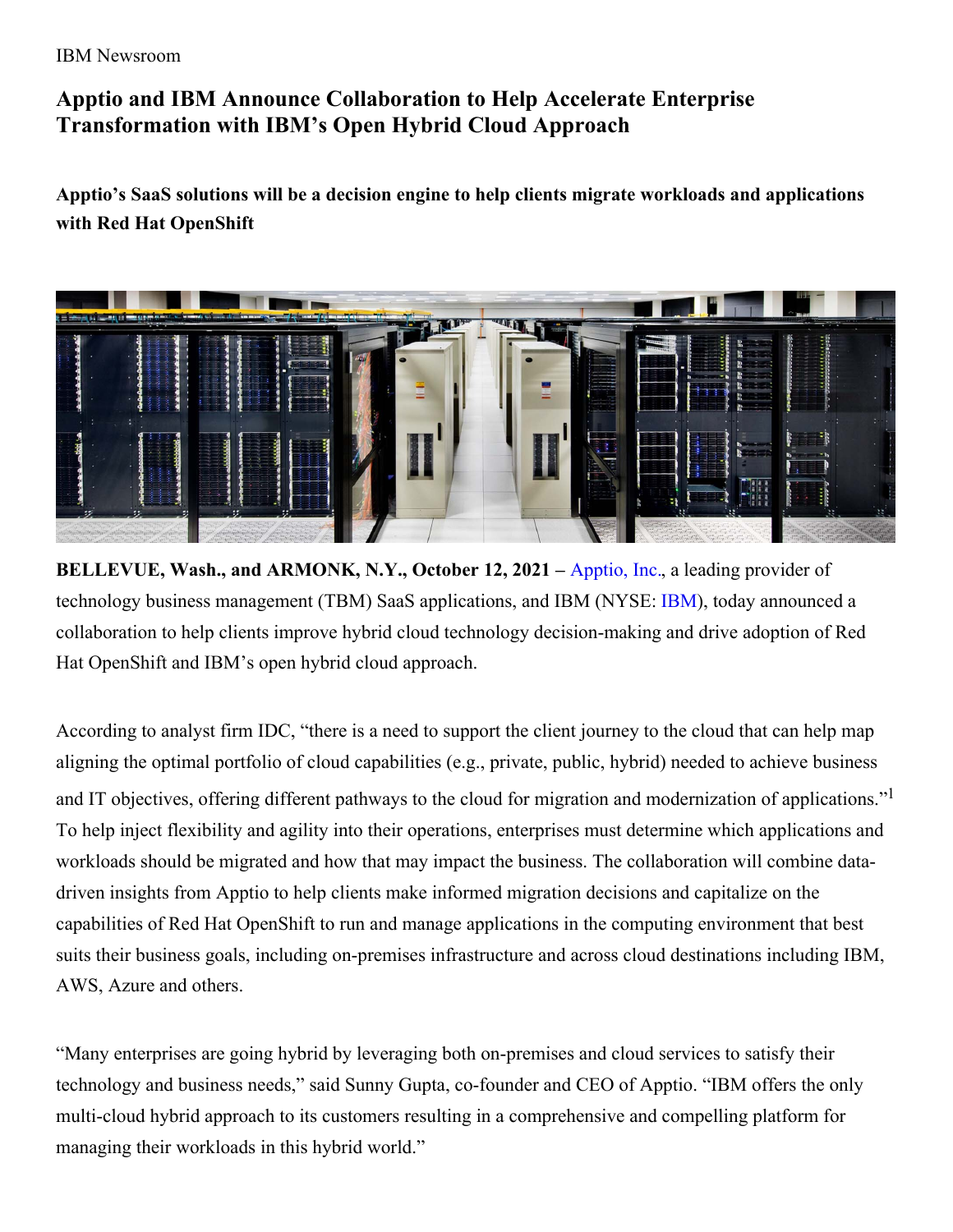IBM Newsroom

# Apptio and IBM Announce Collaboration to Help Accelerate Enterprise Transformation with IBM's Open Hybrid Cloud Approach

**Apptio's SaaS solutions will be a decision engine to help clients migrate workloads and applications with Red Hat OpenShift**

**BELLEVUE, Wash., and ARMONK, N.Y., October 12, 2021 –** Apptio, Inc., a leading provider of technology business management (TBM) SaaS applications, and IBM (NYSE: IBM), today announced a collaboration to help clients improve hybrid cloud technology decision-making and drive adoption of Red Hat OpenShift and IBM's open hybrid cloud approach.

According to analyst firm IDC, "there is a need to support the client journey to the cloud that can help map aligning the optimal portfolio of cloud capabilities (e.g., private, public, hybrid) needed to achieve business and IT objectives, offering different pathways to the cloud for migration and modernization of applications."[1] To help inject flexibility and agility into their operations, enterprises must determine which applications and workloads should be migrated and how that may impact the business. The collaboration will combine data-driven insights from Apptio to help clients make informed migration decisions and capitalize on the capabilities of Red Hat OpenShift to run and manage applications in the computing environment that best suits their business goals, including on-premises infrastructure and across cloud destinations including IBM, AWS, Azure and others.

"Many enterprises are going hybrid by leveraging both on-premises and cloud services to satisfy their technology and business needs," said Sunny Gupta, co-founder and CEO of Apptio. "IBM offers the only multi-cloud hybrid approach to its customers resulting in a comprehensive and compelling platform for managing their workloads in this hybrid world."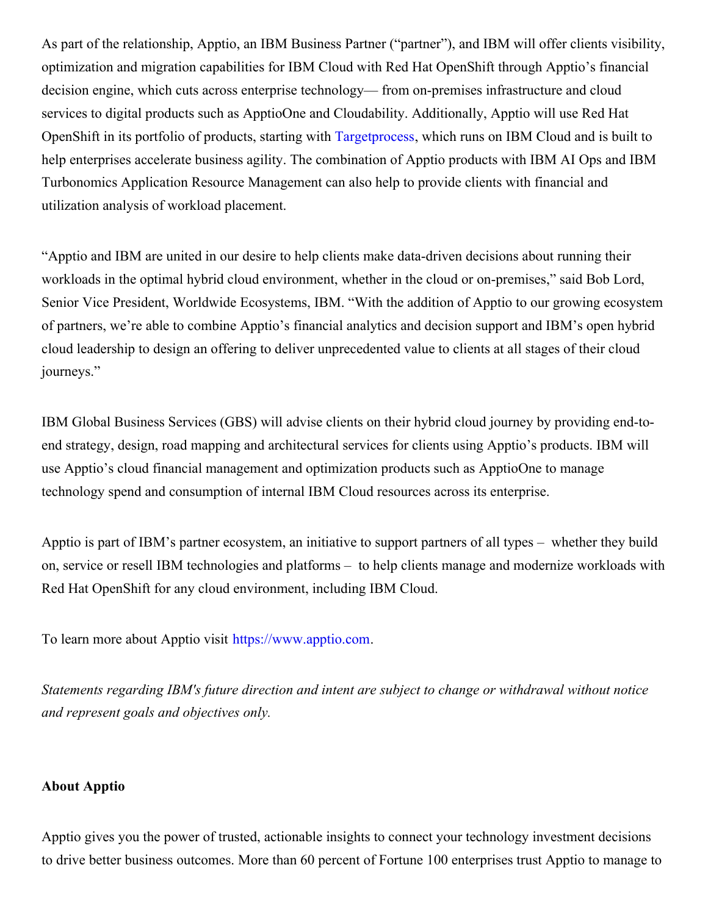As part of the relationship, Apptio, an IBM Business Partner ("partner"), and IBM will offer clients visibility, optimization and migration capabilities for IBM Cloud with Red Hat OpenShift through Apptio's financial decision engine, which cuts across enterprise technology— from on-premises infrastructure and cloud services to digital products such as ApptioOne and Cloudability. Additionally, Apptio will use Red Hat OpenShift in its portfolio of products, starting with Targetprocess, which runs on IBM Cloud and is built to help enterprises accelerate business agility. The combination of Apptio products with IBM AI Ops and IBM Turbonomics Application Resource Management can also help to provide clients with financial and utilization analysis of workload placement.

"Apptio and IBM are united in our desire to help clients make data-driven decisions about running their workloads in the optimal hybrid cloud environment, whether in the cloud or on-premises," said Bob Lord, Senior Vice President, Worldwide Ecosystems, IBM. "With the addition of Apptio to our growing ecosystem of partners, we're able to combine Apptio's financial analytics and decision support and IBM's open hybrid cloud leadership to design an offering to deliver unprecedented value to clients at all stages of their cloud journeys."

IBM Global Business Services (GBS) will advise clients on their hybrid cloud journey by providing end-to-end strategy, design, road mapping and architectural services for clients using Apptio's products. IBM will use Apptio's cloud financial management and optimization products such as ApptioOne to manage technology spend and consumption of internal IBM Cloud resources across its enterprise.

Apptio is part of IBM's partner ecosystem, an initiative to support partners of all types – whether they build on, service or resell IBM technologies and platforms – to help clients manage and modernize workloads with Red Hat OpenShift for any cloud environment, including IBM Cloud.

To learn more about Apptio visit https://www.apptio.com.

*Statements regarding IBM's future direction and intent are subject to change or withdrawal without notice and represent goals and objectives only.*

**About Apptio**

Apptio gives you the power of trusted, actionable insights to connect your technology investment decisions to drive better business outcomes. More than 60 percent of Fortune 100 enterprises trust Apptio to manage to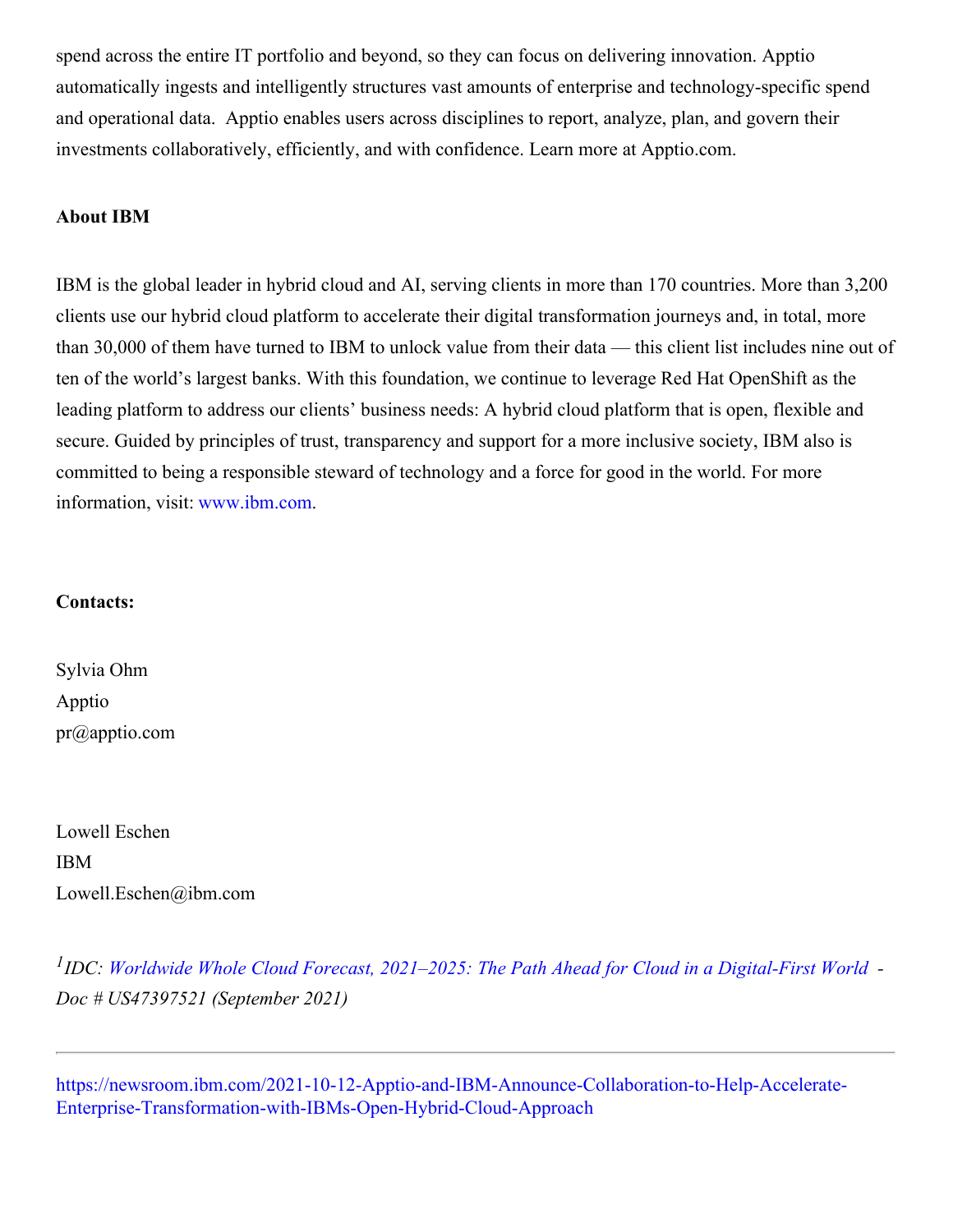spend across the entire IT portfolio and beyond, so they can focus on delivering innovation. Apptio automatically ingests and intelligently structures vast amounts of enterprise and technology-specific spend and operational data. Apptio enables users across disciplines to report, analyze, plan, and govern their investments collaboratively, efficiently, and with confidence. Learn more at Apptio.com.

**About IBM**

IBM is the global leader in hybrid cloud and AI, serving clients in more than 170 countries. More than 3,200 clients use our hybrid cloud platform to accelerate their digital transformation journeys and, in total, more than 30,000 of them have turned to IBM to unlock value from their data — this client list includes nine out of ten of the world's largest banks. With this foundation, we continue to leverage Red Hat OpenShift as the leading platform to address our clients' business needs: A hybrid cloud platform that is open, flexible and secure. Guided by principles of trust, transparency and support for a more inclusive society, IBM also is committed to being a responsible steward of technology and a force for good in the world. For more information, visit: www.ibm.com.

**Contacts:**

Sylvia Ohm
Apptio
pr@apptio.com

Lowell Eschen
IBM
Lowell.Eschen@ibm.com

*[1]IDC: Worldwide Whole Cloud Forecast, 2021–2025: The Path Ahead for Cloud in a Digital-First World - Doc # US47397521 (September 2021)*

---

https://newsroom.ibm.com/2021-10-12-Apptio-and-IBM-Announce-Collaboration-to-Help-Accelerate-Enterprise-Transformation-with-IBMs-Open-Hybrid-Cloud-Approach